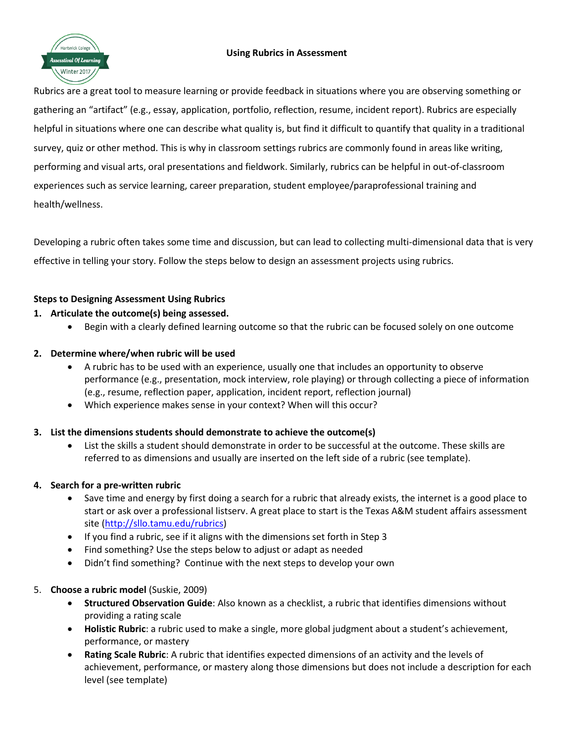# Using Rubrics in Assessment

Rubrics are a great tool to measure learning or provide feedback in situations where you are observing something or gathering an "artifact" (e.g., essay, application, portfolio, reflection, resume, incident report). Rubrics are especially helpful in situations where one can describe what quality is, but find it difficult to quantify that quality in a traditional survey, quiz or other method. This is why in classroom settings rubrics are commonly found in areas like writing, performing and visual arts, oral presentations and fieldwork. Similarly, rubrics can be helpful in out-of-classroom experiences such as service learning, career preparation, student employee/paraprofessional training and health/wellness.

Developing a rubric often takes some time and discussion, but can lead to collecting multi-dimensional data that is very effective in telling your story. Follow the steps below to design an assessment projects using rubrics.

**Steps to Designing Assessment Using Rubrics**

1. **Articulate the outcome(s) being assessed.**
   - Begin with a clearly defined learning outcome so that the rubric can be focused solely on one outcome

2. **Determine where/when rubric will be used**
   - A rubric has to be used with an experience, usually one that includes an opportunity to observe performance (e.g., presentation, mock interview, role playing) or through collecting a piece of information (e.g., resume, reflection paper, application, incident report, reflection journal)
   - Which experience makes sense in your context? When will this occur?

3. **List the dimensions students should demonstrate to achieve the outcome(s)**
   - List the skills a student should demonstrate in order to be successful at the outcome. These skills are referred to as dimensions and usually are inserted on the left side of a rubric (see template).

4. **Search for a pre-written rubric**
   - Save time and energy by first doing a search for a rubric that already exists, the internet is a good place to start or ask over a professional listserv. A great place to start is the Texas A&M student affairs assessment site (http://sllo.tamu.edu/rubrics)
   - If you find a rubric, see if it aligns with the dimensions set forth in Step 3
   - Find something? Use the steps below to adjust or adapt as needed
   - Didn't find something? Continue with the next steps to develop your own

5. **Choose a rubric model** (Suskie, 2009)
   - **Structured Observation Guide**: Also known as a checklist, a rubric that identifies dimensions without providing a rating scale
   - **Holistic Rubric**: a rubric used to make a single, more global judgment about a student's achievement, performance, or mastery
   - **Rating Scale Rubric**: A rubric that identifies expected dimensions of an activity and the levels of achievement, performance, or mastery along those dimensions but does not include a description for each level (see template)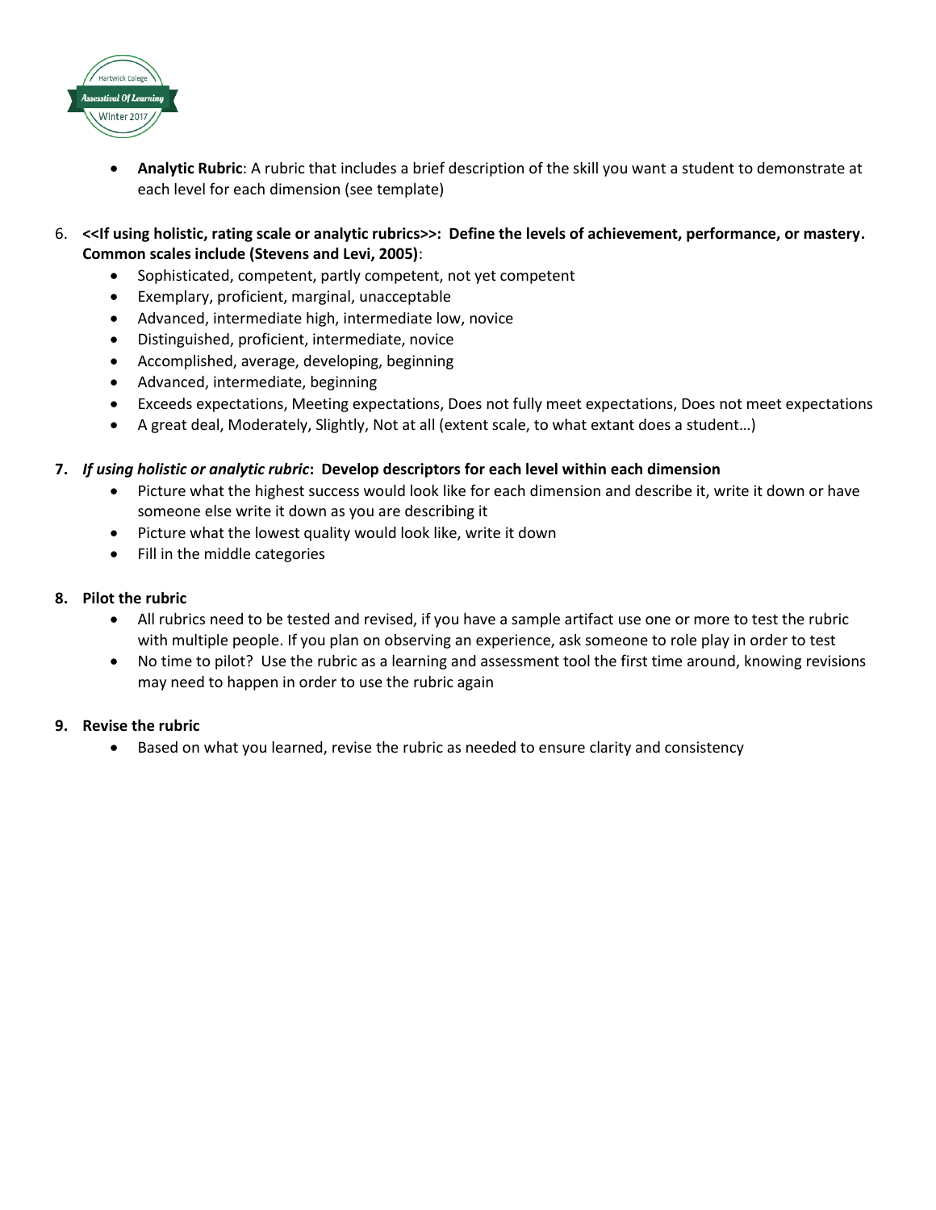- **Analytic Rubric**: A rubric that includes a brief description of the skill you want a student to demonstrate at each level for each dimension (see template)

6. **<<If using holistic, rating scale or analytic rubrics>>: Define the levels of achievement, performance, or mastery. Common scales include (Stevens and Levi, 2005)**:
   - Sophisticated, competent, partly competent, not yet competent
   - Exemplary, proficient, marginal, unacceptable
   - Advanced, intermediate high, intermediate low, novice
   - Distinguished, proficient, intermediate, novice
   - Accomplished, average, developing, beginning
   - Advanced, intermediate, beginning
   - Exceeds expectations, Meeting expectations, Does not fully meet expectations, Does not meet expectations
   - A great deal, Moderately, Slightly, Not at all (extent scale, to what extant does a student…)

7. ***If using holistic or analytic rubric*: Develop descriptors for each level within each dimension**
   - Picture what the highest success would look like for each dimension and describe it, write it down or have someone else write it down as you are describing it
   - Picture what the lowest quality would look like, write it down
   - Fill in the middle categories

8. **Pilot the rubric**
   - All rubrics need to be tested and revised, if you have a sample artifact use one or more to test the rubric with multiple people. If you plan on observing an experience, ask someone to role play in order to test
   - No time to pilot? Use the rubric as a learning and assessment tool the first time around, knowing revisions may need to happen in order to use the rubric again

9. **Revise the rubric**
   - Based on what you learned, revise the rubric as needed to ensure clarity and consistency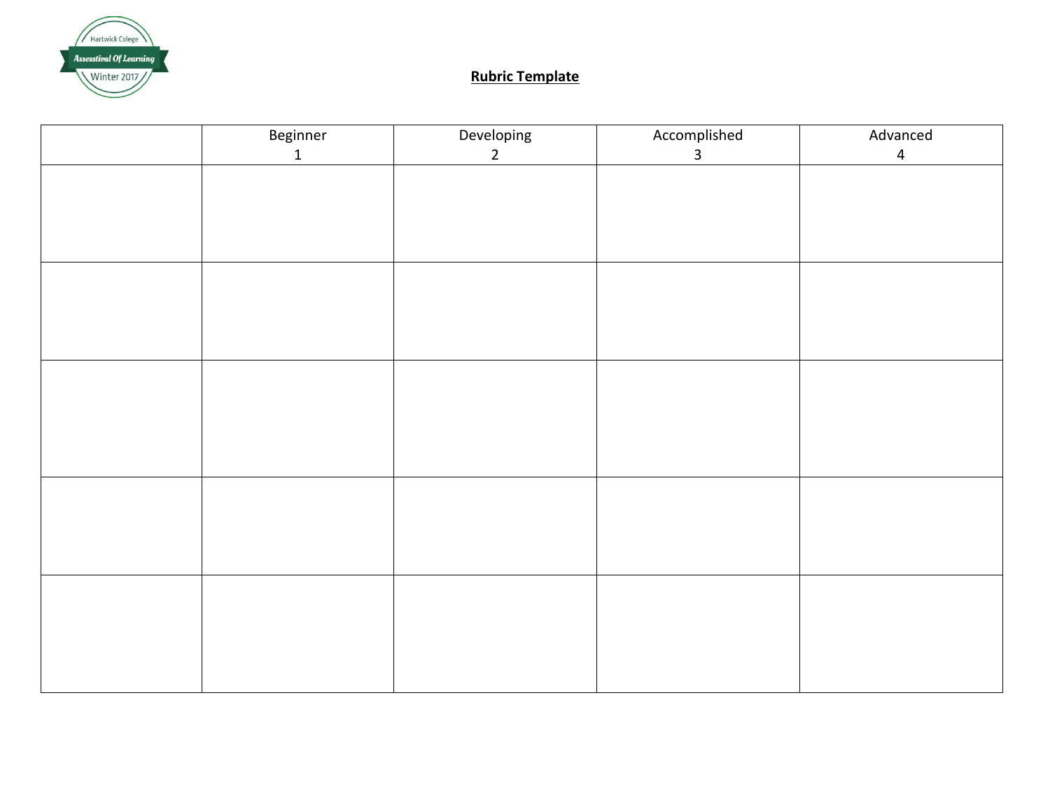**Rubric Template**

| | Beginner<br>1 | Developing<br>2 | Accomplished<br>3 | Advanced<br>4 |
|---|---|---|---|---|
| | | | | |
| | | | | |
| | | | | |
| | | | | |
| | | | | |